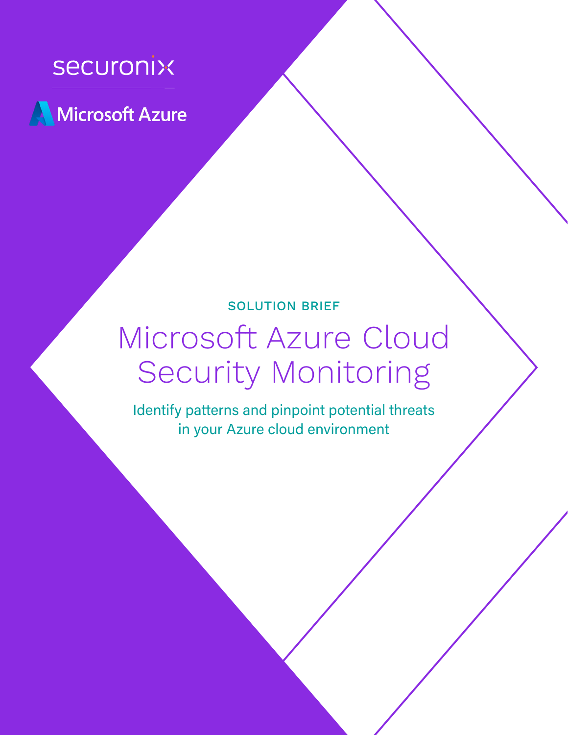securonix

Microsoft Azure

SOLUTION BRIEF

# Microsoft Azure Cloud Security Monitoring

Identify patterns and pinpoint potential threats in your Azure cloud environment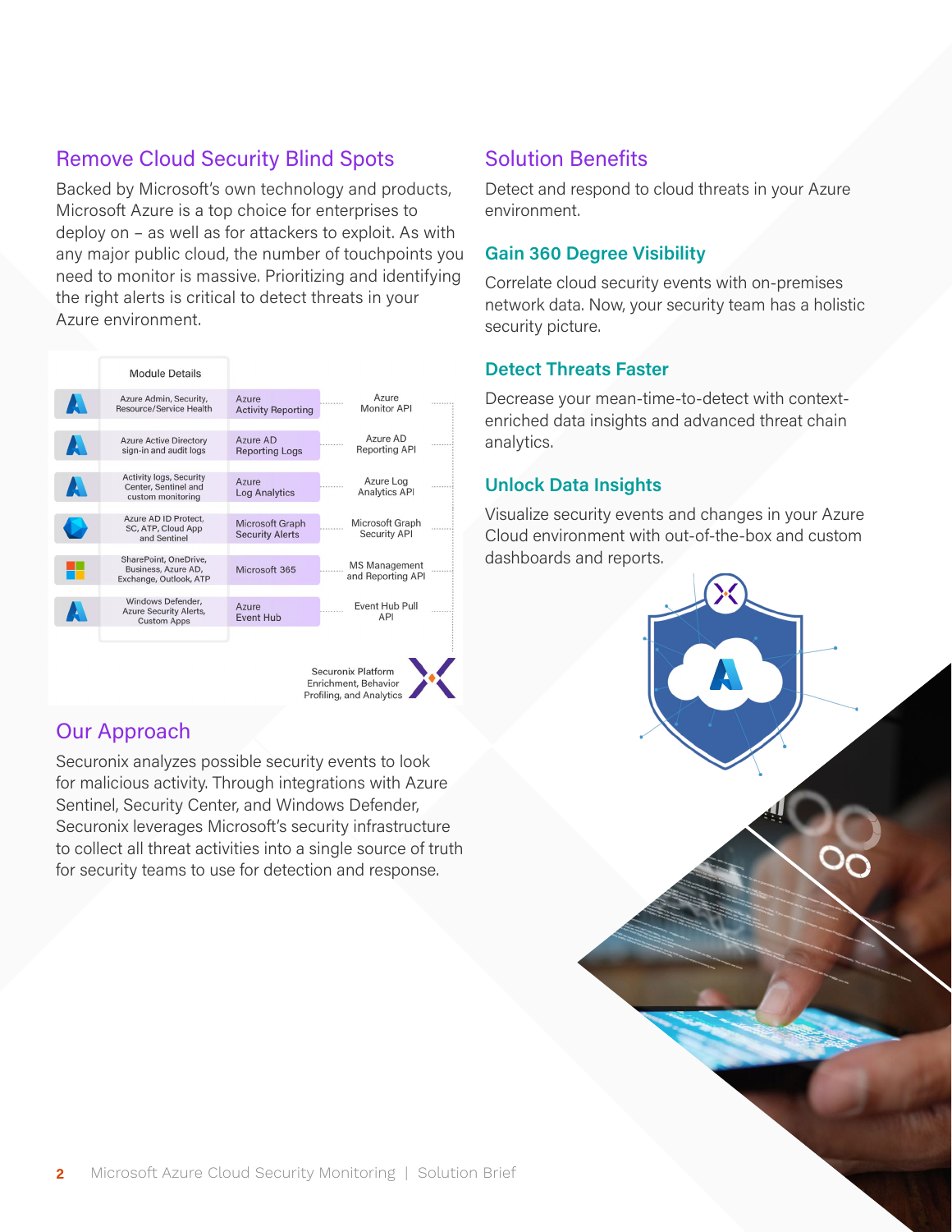## Remove Cloud Security Blind Spots

Backed by Microsoft's own technology and products, Microsoft Azure is a top choice for enterprises to deploy on – as well as for attackers to exploit. As with any major public cloud, the number of touchpoints you need to monitor is massive. Prioritizing and identifying the right alerts is critical to detect threats in your Azure environment.

| Module Details | | |
|---|---|---|
| Azure Admin, Security, Resource/Service Health | Azure Activity Reporting | Azure Monitor API |
| Azure Active Directory sign-in and audit logs | Azure AD Reporting Logs | Azure AD Reporting API |
| Activity logs, Security Center, Sentinel and custom monitoring | Azure Log Analytics | Azure Log Analytics API |
| Azure AD ID Protect, SC, ATP, Cloud App and Sentinel | Microsoft Graph Security Alerts | Microsoft Graph Security API |
| SharePoint, OneDrive, Business, Azure AD, Exchange, Outlook, ATP | Microsoft 365 | MS Management and Reporting API |
| Windows Defender, Azure Security Alerts, Custom Apps | Azure Event Hub | Event Hub Pull API |

Securonix Platform Enrichment, Behavior Profiling, and Analytics

## Our Approach

Securonix analyzes possible security events to look for malicious activity. Through integrations with Azure Sentinel, Security Center, and Windows Defender, Securonix leverages Microsoft's security infrastructure to collect all threat activities into a single source of truth for security teams to use for detection and response.

## Solution Benefits

Detect and respond to cloud threats in your Azure environment.

### Gain 360 Degree Visibility

Correlate cloud security events with on-premises network data. Now, your security team has a holistic security picture.

### Detect Threats Faster

Decrease your mean-time-to-detect with context-enriched data insights and advanced threat chain analytics.

### Unlock Data Insights

Visualize security events and changes in your Azure Cloud environment with out-of-the-box and custom dashboards and reports.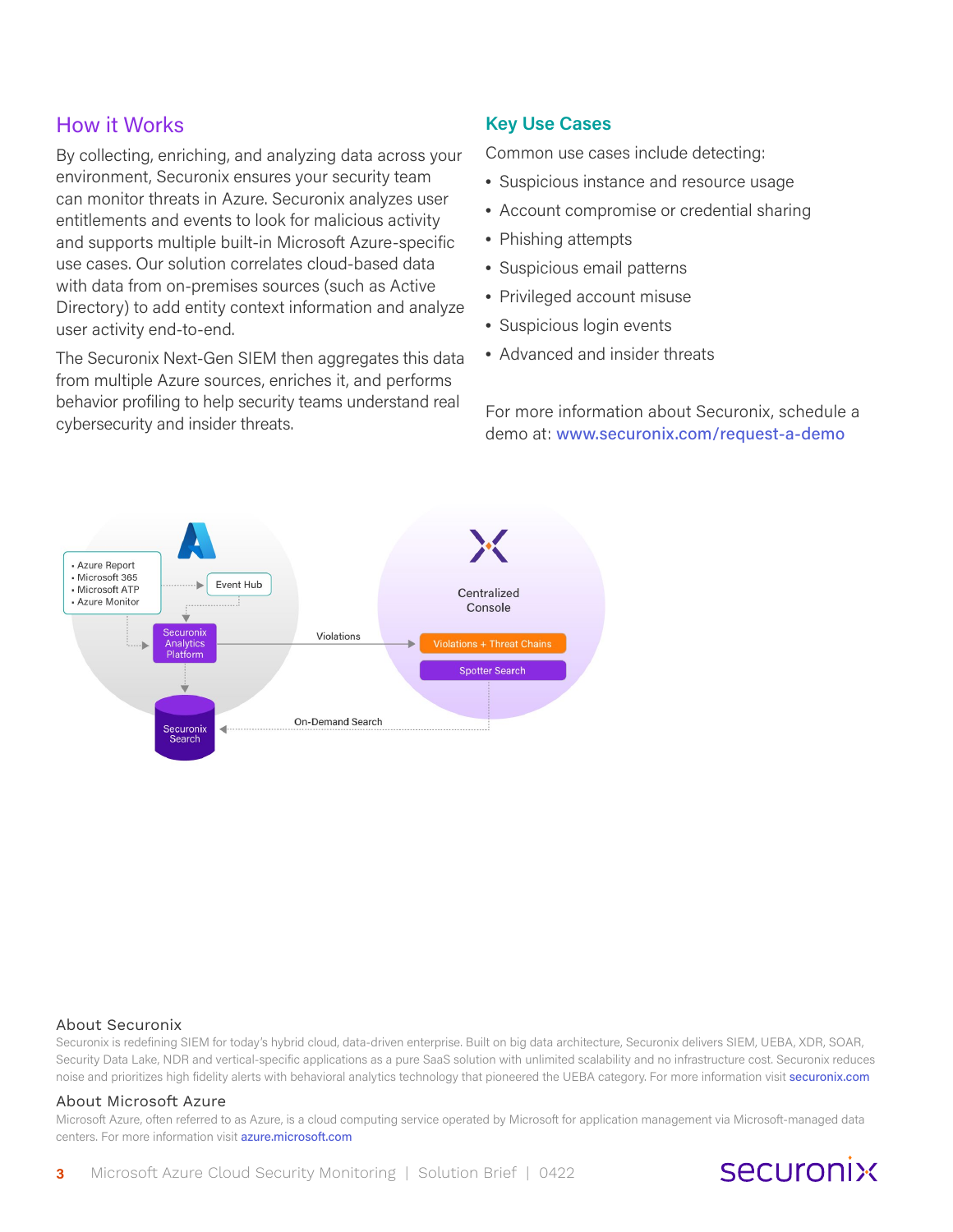## How it Works

By collecting, enriching, and analyzing data across your environment, Securonix ensures your security team can monitor threats in Azure. Securonix analyzes user entitlements and events to look for malicious activity and supports multiple built-in Microsoft Azure-specific use cases. Our solution correlates cloud-based data with data from on-premises sources (such as Active Directory) to add entity context information and analyze user activity end-to-end.

The Securonix Next-Gen SIEM then aggregates this data from multiple Azure sources, enriches it, and performs behavior profiling to help security teams understand real cybersecurity and insider threats.

## Key Use Cases

Common use cases include detecting:

- Suspicious instance and resource usage
- Account compromise or credential sharing
- Phishing attempts
- Suspicious email patterns
- Privileged account misuse
- Suspicious login events
- Advanced and insider threats

For more information about Securonix, schedule a demo at: www.securonix.com/request-a-demo

- Azure Report
- Microsoft 365
- Microsoft ATP
- Azure Monitor

Event Hub

Securonix Analytics Platform

Violations

Centralized Console

Violations + Threat Chains

Spotter Search

On-Demand Search

Securonix Search

### About Securonix

Securonix is redefining SIEM for today's hybrid cloud, data-driven enterprise. Built on big data architecture, Securonix delivers SIEM, UEBA, XDR, SOAR, Security Data Lake, NDR and vertical-specific applications as a pure SaaS solution with unlimited scalability and no infrastructure cost. Securonix reduces noise and prioritizes high fidelity alerts with behavioral analytics technology that pioneered the UEBA category. For more information visit securonix.com

### About Microsoft Azure

Microsoft Azure, often referred to as Azure, is a cloud computing service operated by Microsoft for application management via Microsoft-managed data centers. For more information visit azure.microsoft.com